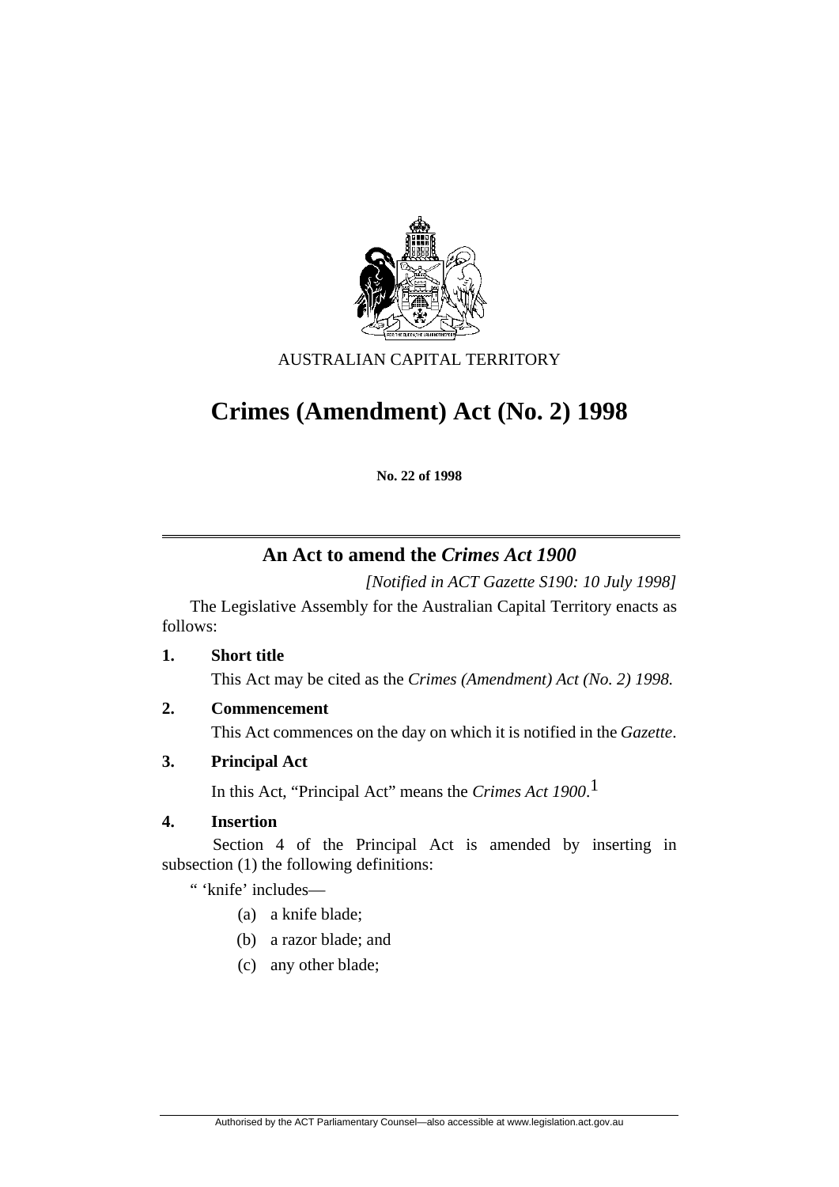AUSTRALIAN CAPITAL TERRITORY

# Crimes (Amendment) Act (No. 2) 1998

**No. 22 of 1998**

## An Act to amend the *Crimes Act 1900*

*[Notified in ACT Gazette S190: 10 July 1998]*

The Legislative Assembly for the Australian Capital Territory enacts as follows:

### 1. Short title

This Act may be cited as the *Crimes (Amendment) Act (No. 2) 1998.*

### 2. Commencement

This Act commences on the day on which it is notified in the *Gazette*.

### 3. Principal Act

In this Act, "Principal Act" means the *Crimes Act 1900*.[1]

### 4. Insertion

Section 4 of the Principal Act is amended by inserting in subsection (1) the following definitions:

" 'knife' includes—

(a) a knife blade;

(b) a razor blade; and

(c) any other blade;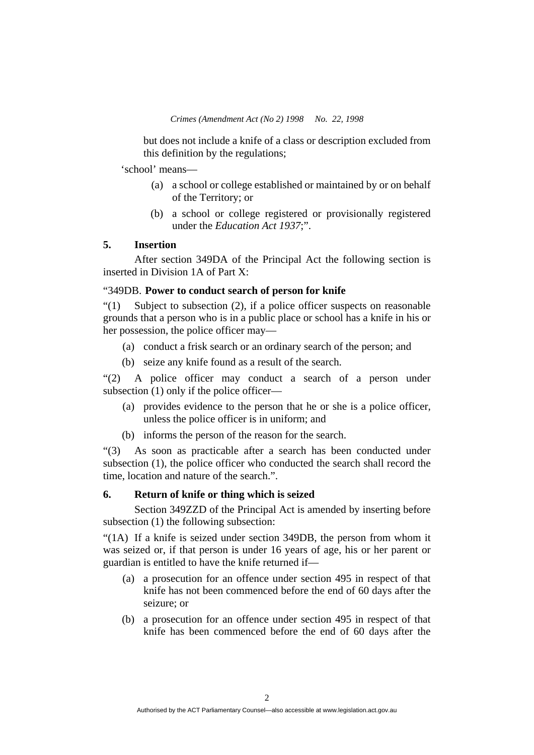but does not include a knife of a class or description excluded from this definition by the regulations;

'school' means—

(a) a school or college established or maintained by or on behalf of the Territory; or

(b) a school or college registered or provisionally registered under the *Education Act 1937*;".

**5. Insertion**

After section 349DA of the Principal Act the following section is inserted in Division 1A of Part X:

"349DB. **Power to conduct search of person for knife**

"(1) Subject to subsection (2), if a police officer suspects on reasonable grounds that a person who is in a public place or school has a knife in his or her possession, the police officer may—

(a) conduct a frisk search or an ordinary search of the person; and

(b) seize any knife found as a result of the search.

"(2) A police officer may conduct a search of a person under subsection (1) only if the police officer—

(a) provides evidence to the person that he or she is a police officer, unless the police officer is in uniform; and

(b) informs the person of the reason for the search.

"(3) As soon as practicable after a search has been conducted under subsection (1), the police officer who conducted the search shall record the time, location and nature of the search.".

**6. Return of knife or thing which is seized**

Section 349ZZD of the Principal Act is amended by inserting before subsection (1) the following subsection:

"(1A) If a knife is seized under section 349DB, the person from whom it was seized or, if that person is under 16 years of age, his or her parent or guardian is entitled to have the knife returned if—

(a) a prosecution for an offence under section 495 in respect of that knife has not been commenced before the end of 60 days after the seizure; or

(b) a prosecution for an offence under section 495 in respect of that knife has been commenced before the end of 60 days after the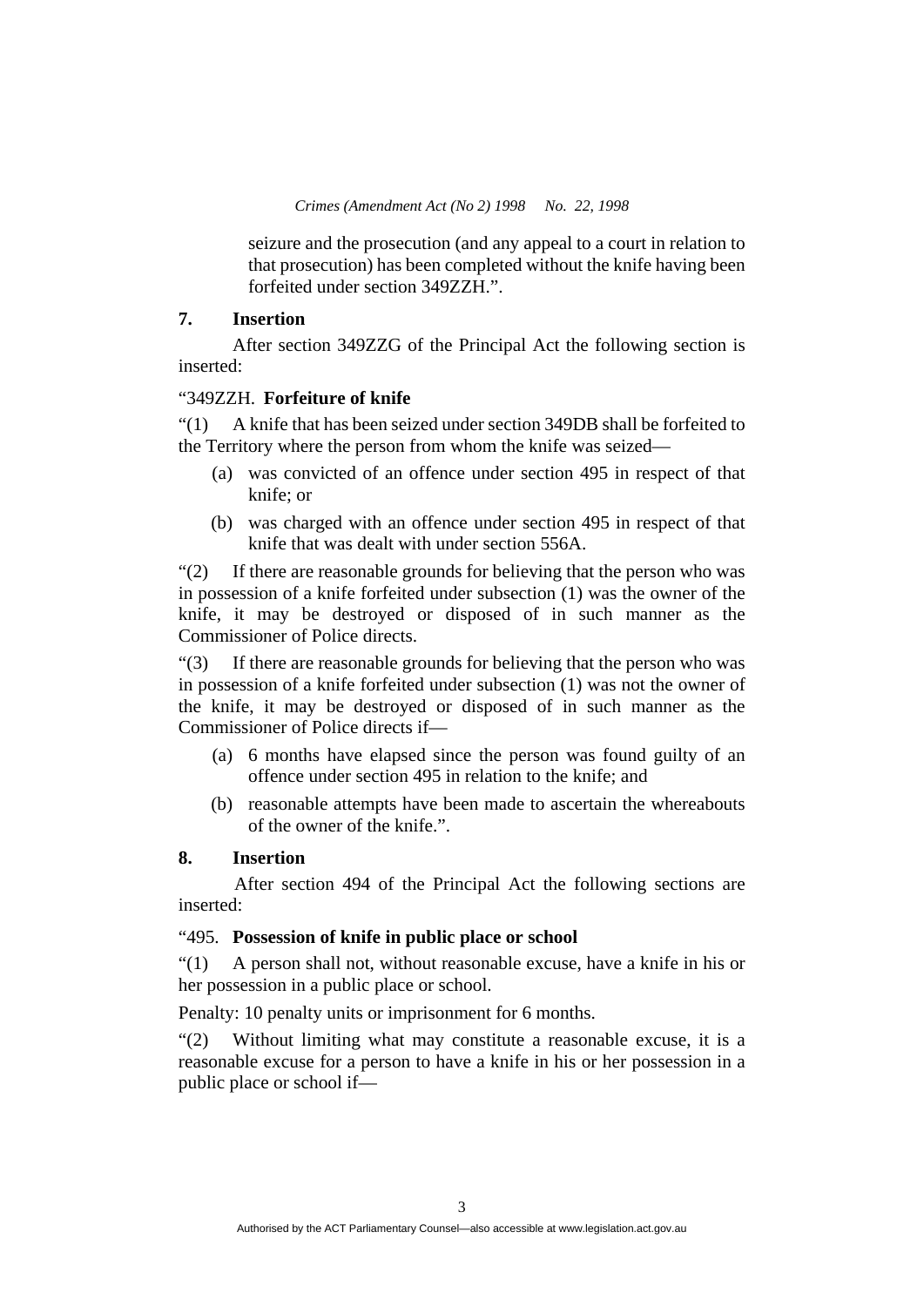seizure and the prosecution (and any appeal to a court in relation to that prosecution) has been completed without the knife having been forfeited under section 349ZZH.".

**7. Insertion**

After section 349ZZG of the Principal Act the following section is inserted:

"349ZZH. **Forfeiture of knife**

"(1) A knife that has been seized under section 349DB shall be forfeited to the Territory where the person from whom the knife was seized—

(a) was convicted of an offence under section 495 in respect of that knife; or

(b) was charged with an offence under section 495 in respect of that knife that was dealt with under section 556A.

"(2) If there are reasonable grounds for believing that the person who was in possession of a knife forfeited under subsection (1) was the owner of the knife, it may be destroyed or disposed of in such manner as the Commissioner of Police directs.

"(3) If there are reasonable grounds for believing that the person who was in possession of a knife forfeited under subsection (1) was not the owner of the knife, it may be destroyed or disposed of in such manner as the Commissioner of Police directs if—

(a) 6 months have elapsed since the person was found guilty of an offence under section 495 in relation to the knife; and

(b) reasonable attempts have been made to ascertain the whereabouts of the owner of the knife.".

**8. Insertion**

After section 494 of the Principal Act the following sections are inserted:

"495. **Possession of knife in public place or school**

"(1) A person shall not, without reasonable excuse, have a knife in his or her possession in a public place or school.

Penalty: 10 penalty units or imprisonment for 6 months.

"(2) Without limiting what may constitute a reasonable excuse, it is a reasonable excuse for a person to have a knife in his or her possession in a public place or school if—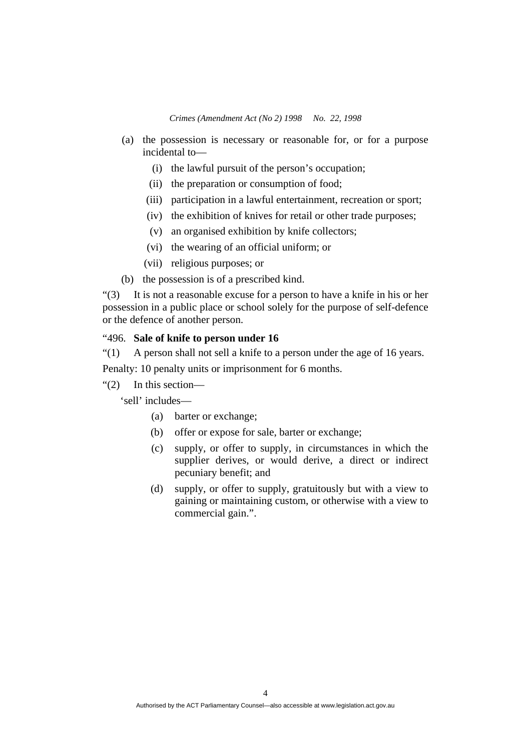(a) the possession is necessary or reasonable for, or for a purpose incidental to—

(i) the lawful pursuit of the person's occupation;

(ii) the preparation or consumption of food;

(iii) participation in a lawful entertainment, recreation or sport;

(iv) the exhibition of knives for retail or other trade purposes;

(v) an organised exhibition by knife collectors;

(vi) the wearing of an official uniform; or

(vii) religious purposes; or

(b) the possession is of a prescribed kind.

"(3) It is not a reasonable excuse for a person to have a knife in his or her possession in a public place or school solely for the purpose of self-defence or the defence of another person.

"496. **Sale of knife to person under 16**

"(1) A person shall not sell a knife to a person under the age of 16 years.

Penalty: 10 penalty units or imprisonment for 6 months.

"(2) In this section—

'sell' includes—

(a) barter or exchange;

(b) offer or expose for sale, barter or exchange;

(c) supply, or offer to supply, in circumstances in which the supplier derives, or would derive, a direct or indirect pecuniary benefit; and

(d) supply, or offer to supply, gratuitously but with a view to gaining or maintaining custom, or otherwise with a view to commercial gain.".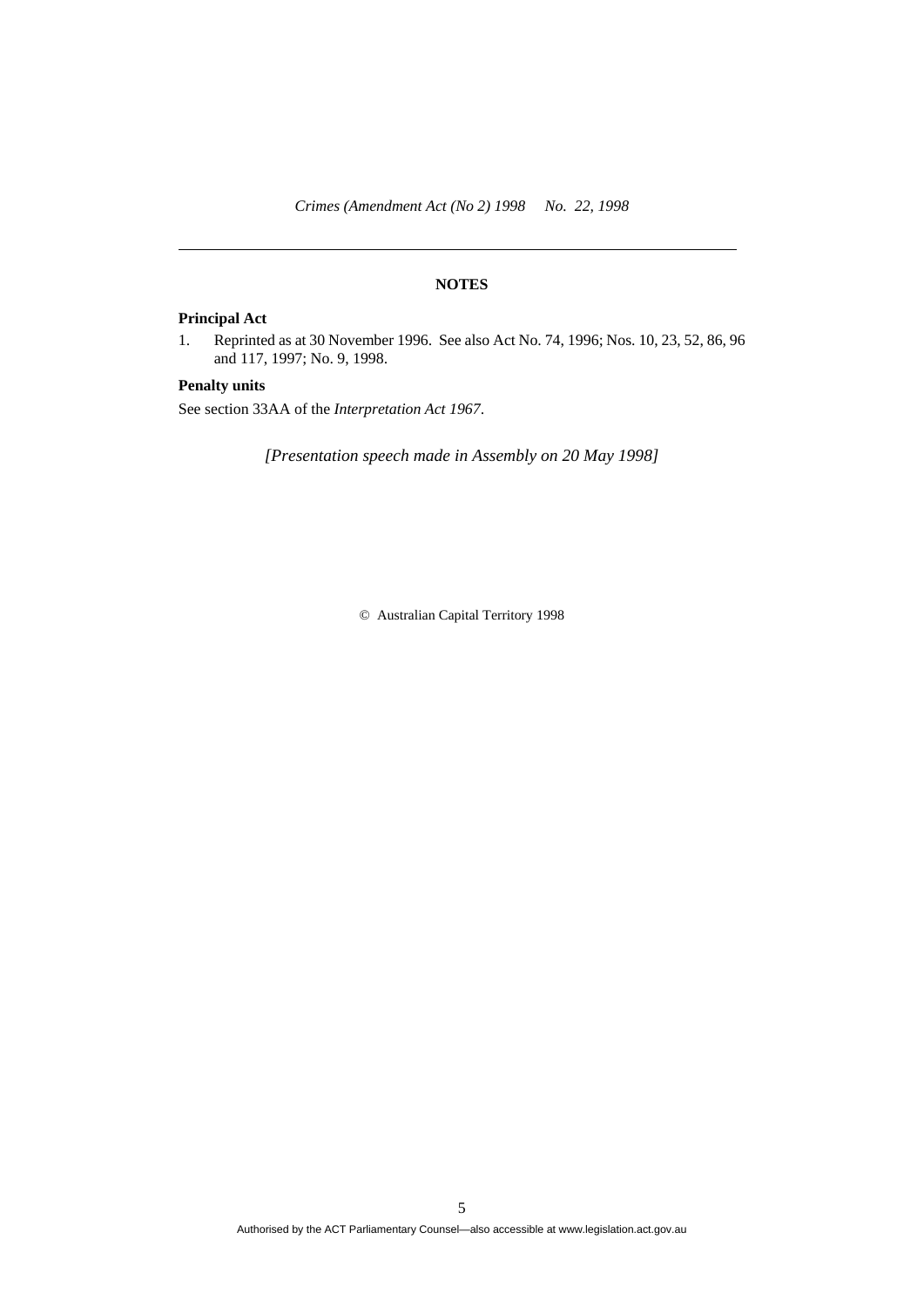## NOTES

**Principal Act**

1. Reprinted as at 30 November 1996. See also Act No. 74, 1996; Nos. 10, 23, 52, 86, 96 and 117, 1997; No. 9, 1998.

**Penalty units**

See section 33AA of the *Interpretation Act 1967*.

*[Presentation speech made in Assembly on 20 May 1998]*

© Australian Capital Territory 1998